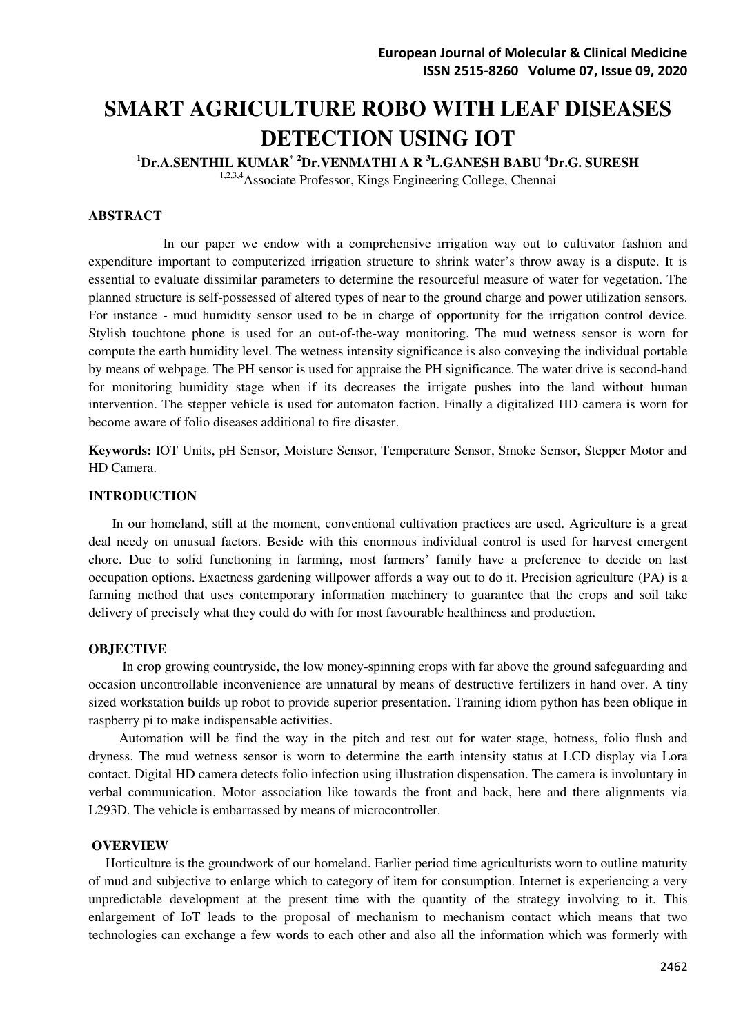# SMART AGRICULTURE ROBO WITH LEAF DISEASES DETECTION USING IOT

**[1]Dr.A.SENTHIL KUMAR* [2]Dr.VENMATHI A R [3]L.GANESH BABU [4]Dr.G. SURESH**

[1,2,3,4]Associate Professor, Kings Engineering College, Chennai

## ABSTRACT

In our paper we endow with a comprehensive irrigation way out to cultivator fashion and expenditure important to computerized irrigation structure to shrink water's throw away is a dispute. It is essential to evaluate dissimilar parameters to determine the resourceful measure of water for vegetation. The planned structure is self-possessed of altered types of near to the ground charge and power utilization sensors. For instance - mud humidity sensor used to be in charge of opportunity for the irrigation control device. Stylish touchtone phone is used for an out-of-the-way monitoring. The mud wetness sensor is worn for compute the earth humidity level. The wetness intensity significance is also conveying the individual portable by means of webpage. The PH sensor is used for appraise the PH significance. The water drive is second-hand for monitoring humidity stage when if its decreases the irrigate pushes into the land without human intervention. The stepper vehicle is used for automaton faction. Finally a digitalized HD camera is worn for become aware of folio diseases additional to fire disaster.

**Keywords:** IOT Units, pH Sensor, Moisture Sensor, Temperature Sensor, Smoke Sensor, Stepper Motor and HD Camera.

## INTRODUCTION

In our homeland, still at the moment, conventional cultivation practices are used. Agriculture is a great deal needy on unusual factors. Beside with this enormous individual control is used for harvest emergent chore. Due to solid functioning in farming, most farmers' family have a preference to decide on last occupation options. Exactness gardening willpower affords a way out to do it. Precision agriculture (PA) is a farming method that uses contemporary information machinery to guarantee that the crops and soil take delivery of precisely what they could do with for most favourable healthiness and production.

## OBJECTIVE

In crop growing countryside, the low money-spinning crops with far above the ground safeguarding and occasion uncontrollable inconvenience are unnatural by means of destructive fertilizers in hand over. A tiny sized workstation builds up robot to provide superior presentation. Training idiom python has been oblique in raspberry pi to make indispensable activities.

Automation will be find the way in the pitch and test out for water stage, hotness, folio flush and dryness. The mud wetness sensor is worn to determine the earth intensity status at LCD display via Lora contact. Digital HD camera detects folio infection using illustration dispensation. The camera is involuntary in verbal communication. Motor association like towards the front and back, here and there alignments via L293D. The vehicle is embarrassed by means of microcontroller.

## OVERVIEW

Horticulture is the groundwork of our homeland. Earlier period time agriculturists worn to outline maturity of mud and subjective to enlarge which to category of item for consumption. Internet is experiencing a very unpredictable development at the present time with the quantity of the strategy involving to it. This enlargement of IoT leads to the proposal of mechanism to mechanism contact which means that two technologies can exchange a few words to each other and also all the information which was formerly with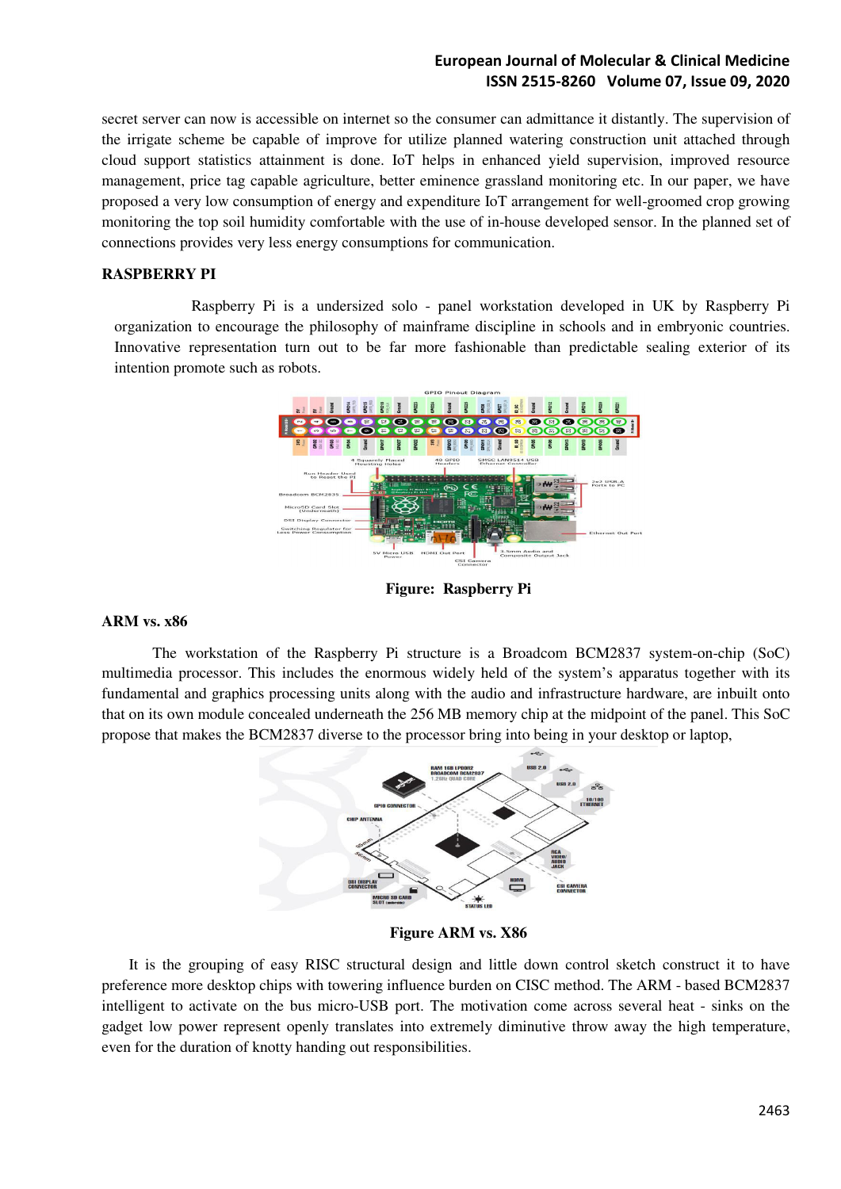secret server can now is accessible on internet so the consumer can admittance it distantly. The supervision of the irrigate scheme be capable of improve for utilize planned watering construction unit attached through cloud support statistics attainment is done. IoT helps in enhanced yield supervision, improved resource management, price tag capable agriculture, better eminence grassland monitoring etc. In our paper, we have proposed a very low consumption of energy and expenditure IoT arrangement for well-groomed crop growing monitoring the top soil humidity comfortable with the use of in-house developed sensor. In the planned set of connections provides very less energy consumptions for communication.

## RASPBERRY PI

Raspberry Pi is a undersized solo - panel workstation developed in UK by Raspberry Pi organization to encourage the philosophy of mainframe discipline in schools and in embryonic countries. Innovative representation turn out to be far more fashionable than predictable sealing exterior of its intention promote such as robots.

**Figure: Raspberry Pi**

## ARM vs. x86

The workstation of the Raspberry Pi structure is a Broadcom BCM2837 system-on-chip (SoC) multimedia processor. This includes the enormous widely held of the system's apparatus together with its fundamental and graphics processing units along with the audio and infrastructure hardware, are inbuilt onto that on its own module concealed underneath the 256 MB memory chip at the midpoint of the panel. This SoC propose that makes the BCM2837 diverse to the processor bring into being in your desktop or laptop,

**Figure ARM vs. X86**

It is the grouping of easy RISC structural design and little down control sketch construct it to have preference more desktop chips with towering influence burden on CISC method. The ARM - based BCM2837 intelligent to activate on the bus micro-USB port. The motivation come across several heat - sinks on the gadget low power represent openly translates into extremely diminutive throw away the high temperature, even for the duration of knotty handing out responsibilities.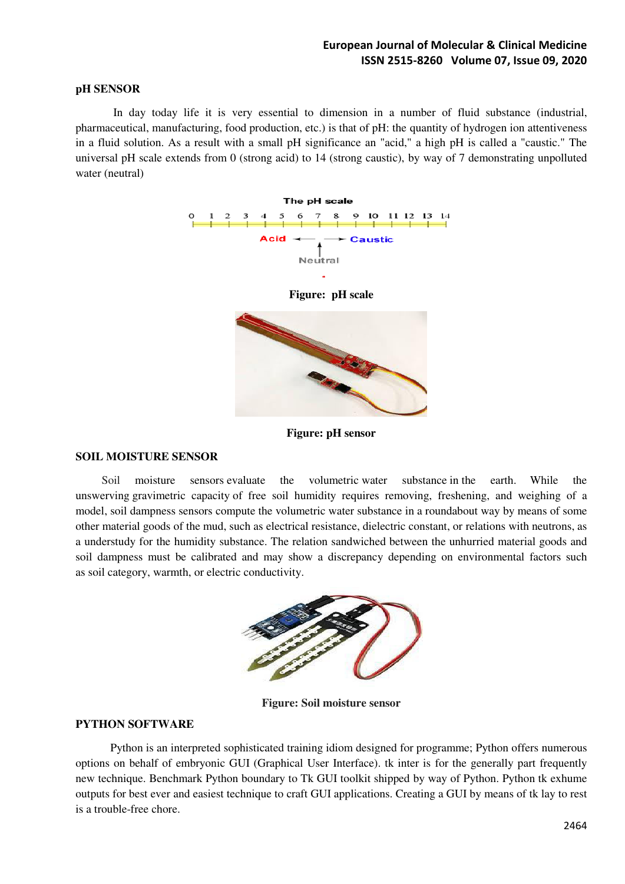## pH SENSOR

In day today life it is very essential to dimension in a number of fluid substance (industrial, pharmaceutical, manufacturing, food production, etc.) is that of pH: the quantity of hydrogen ion attentiveness in a fluid solution. As a result with a small pH significance an "acid," a high pH is called a "caustic." The universal pH scale extends from 0 (strong acid) to 14 (strong caustic), by way of 7 demonstrating unpolluted water (neutral)

Figure: pH scale

Figure: pH sensor

## SOIL MOISTURE SENSOR

Soil moisture sensors evaluate the volumetric water substance in the earth. While the unswerving gravimetric capacity of free soil humidity requires removing, freshening, and weighing of a model, soil dampness sensors compute the volumetric water substance in a roundabout way by means of some other material goods of the mud, such as electrical resistance, dielectric constant, or relations with neutrons, as a understudy for the humidity substance. The relation sandwiched between the unhurried material goods and soil dampness must be calibrated and may show a discrepancy depending on environmental factors such as soil category, warmth, or electric conductivity.

Figure: Soil moisture sensor

## PYTHON SOFTWARE

Python is an interpreted sophisticated training idiom designed for programme; Python offers numerous options on behalf of embryonic GUI (Graphical User Interface). tk inter is for the generally part frequently new technique. Benchmark Python boundary to Tk GUI toolkit shipped by way of Python. Python tk exhume outputs for best ever and easiest technique to craft GUI applications. Creating a GUI by means of tk lay to rest is a trouble-free chore.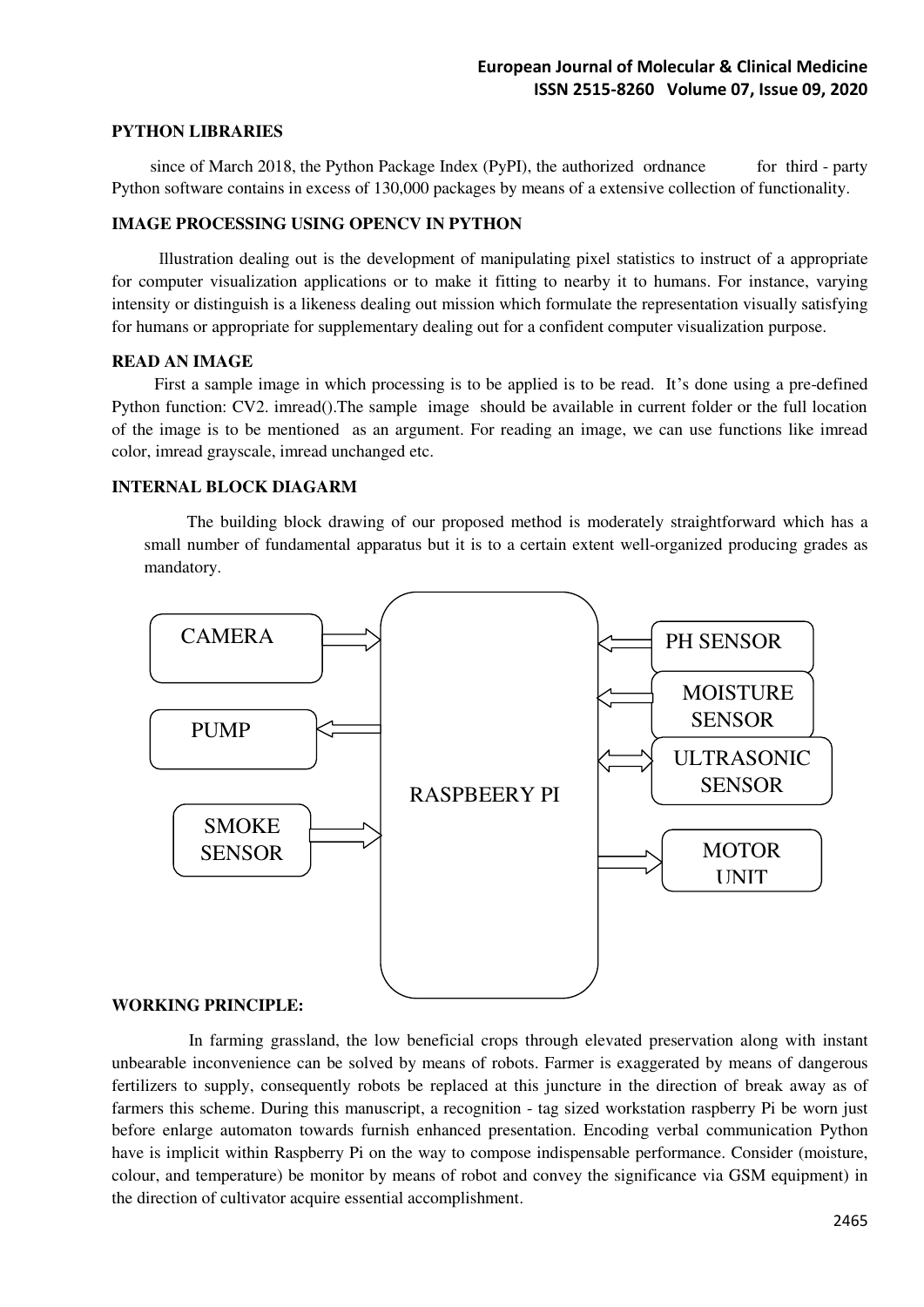## PYTHON LIBRARIES

since of March 2018, the Python Package Index (PyPI), the authorized ordnance for third - party Python software contains in excess of 130,000 packages by means of a extensive collection of functionality.

## IMAGE PROCESSING USING OPENCV IN PYTHON

Illustration dealing out is the development of manipulating pixel statistics to instruct of a appropriate for computer visualization applications or to make it fitting to nearby it to humans. For instance, varying intensity or distinguish is a likeness dealing out mission which formulate the representation visually satisfying for humans or appropriate for supplementary dealing out for a confident computer visualization purpose.

## READ AN IMAGE

First a sample image in which processing is to be applied is to be read. It's done using a pre-defined Python function: CV2. imread().The sample image should be available in current folder or the full location of the image is to be mentioned as an argument. For reading an image, we can use functions like imread color, imread grayscale, imread unchanged etc.

## INTERNAL BLOCK DIAGARM

The building block drawing of our proposed method is moderately straightforward which has a small number of fundamental apparatus but it is to a certain extent well-organized producing grades as mandatory.

CAMERA

PUMP

SMOKE SENSOR

RASPBEERY PI

PH SENSOR

MOISTURE SENSOR

ULTRASONIC SENSOR

MOTOR UNIT

## WORKING PRINCIPLE:

In farming grassland, the low beneficial crops through elevated preservation along with instant unbearable inconvenience can be solved by means of robots. Farmer is exaggerated by means of dangerous fertilizers to supply, consequently robots be replaced at this juncture in the direction of break away as of farmers this scheme. During this manuscript, a recognition - tag sized workstation raspberry Pi be worn just before enlarge automaton towards furnish enhanced presentation. Encoding verbal communication Python have is implicit within Raspberry Pi on the way to compose indispensable performance. Consider (moisture, colour, and temperature) be monitor by means of robot and convey the significance via GSM equipment) in the direction of cultivator acquire essential accomplishment.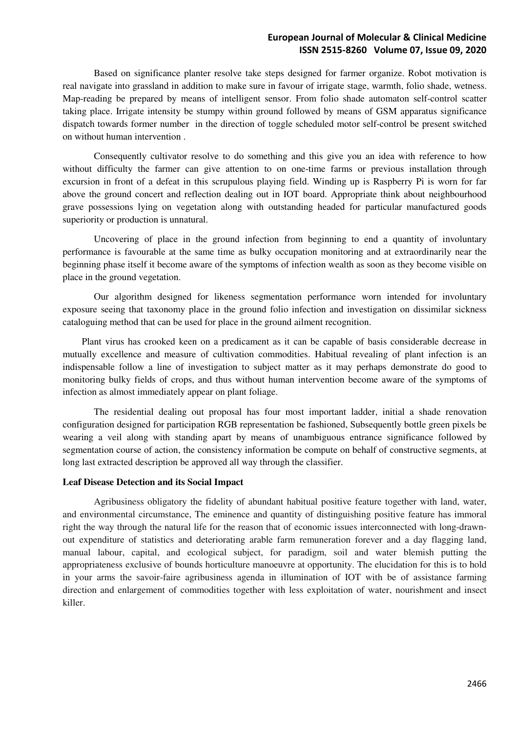Based on significance planter resolve take steps designed for farmer organize. Robot motivation is real navigate into grassland in addition to make sure in favour of irrigate stage, warmth, folio shade, wetness. Map-reading be prepared by means of intelligent sensor. From folio shade automaton self-control scatter taking place. Irrigate intensity be stumpy within ground followed by means of GSM apparatus significance dispatch towards former number in the direction of toggle scheduled motor self-control be present switched on without human intervention .

Consequently cultivator resolve to do something and this give you an idea with reference to how without difficulty the farmer can give attention to on one-time farms or previous installation through excursion in front of a defeat in this scrupulous playing field. Winding up is Raspberry Pi is worn for far above the ground concert and reflection dealing out in IOT board. Appropriate think about neighbourhood grave possessions lying on vegetation along with outstanding headed for particular manufactured goods superiority or production is unnatural.

Uncovering of place in the ground infection from beginning to end a quantity of involuntary performance is favourable at the same time as bulky occupation monitoring and at extraordinarily near the beginning phase itself it become aware of the symptoms of infection wealth as soon as they become visible on place in the ground vegetation.

Our algorithm designed for likeness segmentation performance worn intended for involuntary exposure seeing that taxonomy place in the ground folio infection and investigation on dissimilar sickness cataloguing method that can be used for place in the ground ailment recognition.

Plant virus has crooked keen on a predicament as it can be capable of basis considerable decrease in mutually excellence and measure of cultivation commodities. Habitual revealing of plant infection is an indispensable follow a line of investigation to subject matter as it may perhaps demonstrate do good to monitoring bulky fields of crops, and thus without human intervention become aware of the symptoms of infection as almost immediately appear on plant foliage.

The residential dealing out proposal has four most important ladder, initial a shade renovation configuration designed for participation RGB representation be fashioned, Subsequently bottle green pixels be wearing a veil along with standing apart by means of unambiguous entrance significance followed by segmentation course of action, the consistency information be compute on behalf of constructive segments, at long last extracted description be approved all way through the classifier.

**Leaf Disease Detection and its Social Impact**

Agribusiness obligatory the fidelity of abundant habitual positive feature together with land, water, and environmental circumstance, The eminence and quantity of distinguishing positive feature has immoral right the way through the natural life for the reason that of economic issues interconnected with long-drawn-out expenditure of statistics and deteriorating arable farm remuneration forever and a day flagging land, manual labour, capital, and ecological subject, for paradigm, soil and water blemish putting the appropriateness exclusive of bounds horticulture manoeuvre at opportunity. The elucidation for this is to hold in your arms the savoir-faire agribusiness agenda in illumination of IOT with be of assistance farming direction and enlargement of commodities together with less exploitation of water, nourishment and insect killer.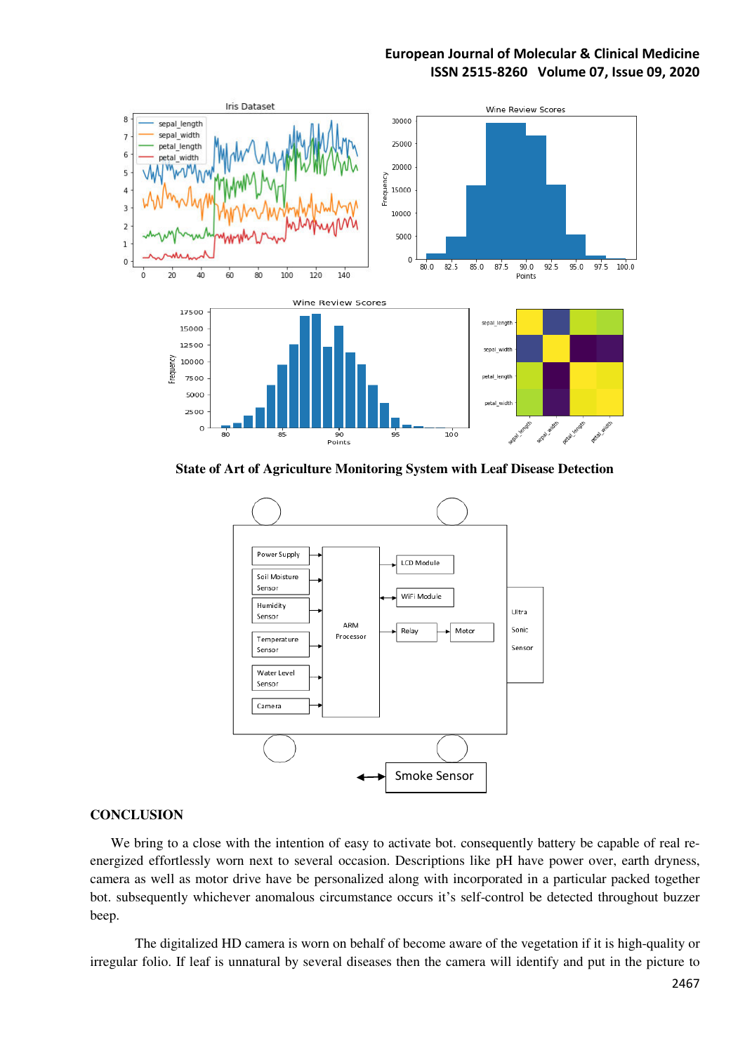**State of Art of Agriculture Monitoring System with Leaf Disease Detection**

## CONCLUSION

We bring to a close with the intention of easy to activate bot. consequently battery be capable of real re-energized effortlessly worn next to several occasion. Descriptions like pH have power over, earth dryness, camera as well as motor drive have be personalized along with incorporated in a particular packed together bot. subsequently whichever anomalous circumstance occurs it's self-control be detected throughout buzzer beep.

The digitalized HD camera is worn on behalf of become aware of the vegetation if it is high-quality or irregular folio. If leaf is unnatural by several diseases then the camera will identify and put in the picture to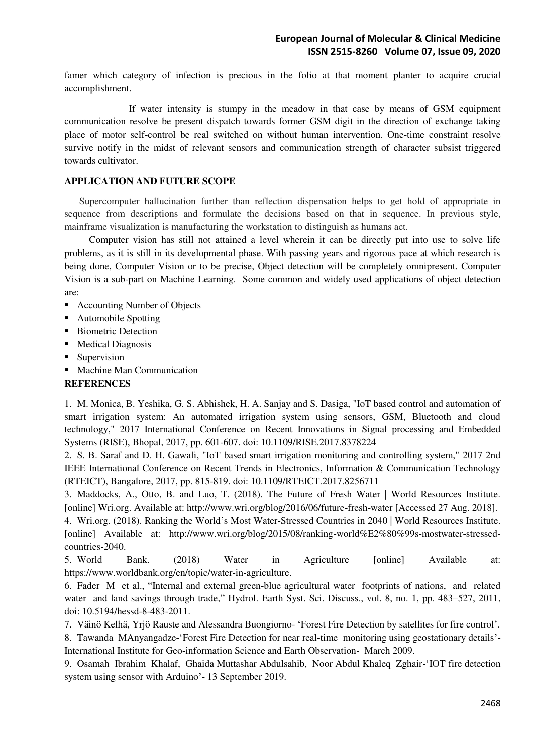famer which category of infection is precious in the folio at that moment planter to acquire crucial accomplishment.

If water intensity is stumpy in the meadow in that case by means of GSM equipment communication resolve be present dispatch towards former GSM digit in the direction of exchange taking place of motor self-control be real switched on without human intervention. One-time constraint resolve survive notify in the midst of relevant sensors and communication strength of character subsist triggered towards cultivator.

## APPLICATION AND FUTURE SCOPE

Supercomputer hallucination further than reflection dispensation helps to get hold of appropriate in sequence from descriptions and formulate the decisions based on that in sequence. In previous style, mainframe visualization is manufacturing the workstation to distinguish as humans act.

Computer vision has still not attained a level wherein it can be directly put into use to solve life problems, as it is still in its developmental phase. With passing years and rigorous pace at which research is being done, Computer Vision or to be precise, Object detection will be completely omnipresent. Computer Vision is a sub-part on Machine Learning. Some common and widely used applications of object detection are:

- Accounting Number of Objects
- Automobile Spotting
- Biometric Detection
- Medical Diagnosis
- Supervision
- Machine Man Communication

## REFERENCES

1. M. Monica, B. Yeshika, G. S. Abhishek, H. A. Sanjay and S. Dasiga, "IoT based control and automation of smart irrigation system: An automated irrigation system using sensors, GSM, Bluetooth and cloud technology," 2017 International Conference on Recent Innovations in Signal processing and Embedded Systems (RISE), Bhopal, 2017, pp. 601-607. doi: 10.1109/RISE.2017.8378224
2. S. B. Saraf and D. H. Gawali, "IoT based smart irrigation monitoring and controlling system," 2017 2nd IEEE International Conference on Recent Trends in Electronics, Information & Communication Technology (RTEICT), Bangalore, 2017, pp. 815-819. doi: 10.1109/RTEICT.2017.8256711
3. Maddocks, A., Otto, B. and Luo, T. (2018). The Future of Fresh Water | World Resources Institute. [online] Wri.org. Available at: http://www.wri.org/blog/2016/06/future-fresh-water [Accessed 27 Aug. 2018].
4. Wri.org. (2018). Ranking the World's Most Water-Stressed Countries in 2040 | World Resources Institute. [online] Available at: http://www.wri.org/blog/2015/08/ranking-world%E2%80%99s-mostwater-stressed-countries-2040.
5. World Bank. (2018) Water in Agriculture [online] Available at: https://www.worldbank.org/en/topic/water-in-agriculture.
6. Fader M et al., "Internal and external green-blue agricultural water footprints of nations, and related water and land savings through trade," Hydrol. Earth Syst. Sci. Discuss., vol. 8, no. 1, pp. 483–527, 2011, doi: 10.5194/hessd-8-483-2011.
7. Väinö Kelhä, Yrjö Rauste and Alessandra Buongiorno- 'Forest Fire Detection by satellites for fire control'.
8. Tawanda MAnyangadze-'Forest Fire Detection for near real-time monitoring using geostationary details'- International Institute for Geo-information Science and Earth Observation- March 2009.
9. Osamah Ibrahim Khalaf, Ghaida Muttashar Abdulsahib, Noor Abdul Khaleq Zghair-'IOT fire detection system using sensor with Arduino'- 13 September 2019.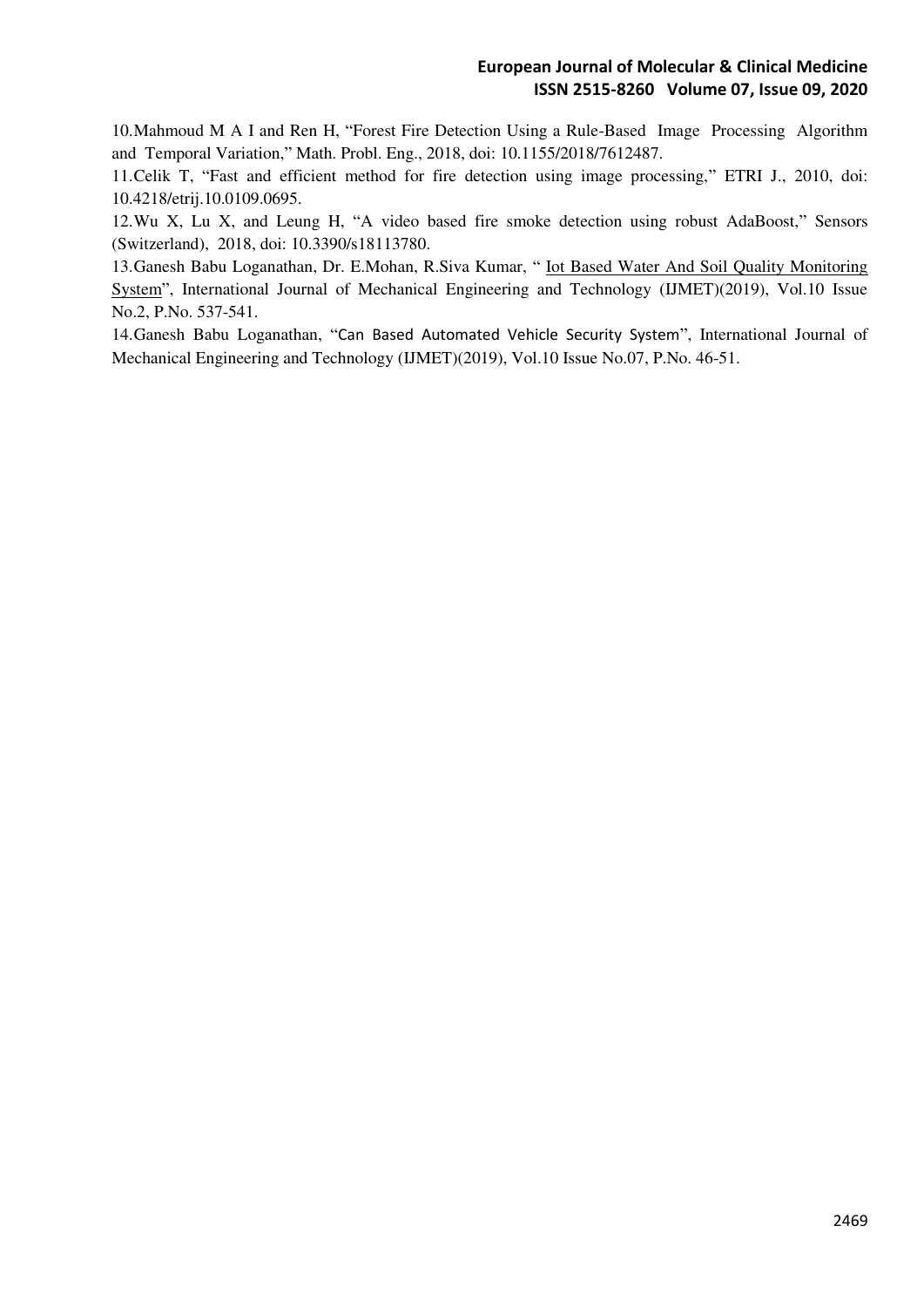10.Mahmoud M A I and Ren H, "Forest Fire Detection Using a Rule-Based Image Processing Algorithm and Temporal Variation," Math. Probl. Eng., 2018, doi: 10.1155/2018/7612487.

11.Celik T, "Fast and efficient method for fire detection using image processing," ETRI J., 2010, doi: 10.4218/etrij.10.0109.0695.

12.Wu X, Lu X, and Leung H, "A video based fire smoke detection using robust AdaBoost," Sensors (Switzerland), 2018, doi: 10.3390/s18113780.

13.Ganesh Babu Loganathan, Dr. E.Mohan, R.Siva Kumar, " Iot Based Water And Soil Quality Monitoring System", International Journal of Mechanical Engineering and Technology (IJMET)(2019), Vol.10 Issue No.2, P.No. 537-541.

14.Ganesh Babu Loganathan, "Can Based Automated Vehicle Security System", International Journal of Mechanical Engineering and Technology (IJMET)(2019), Vol.10 Issue No.07, P.No. 46-51.